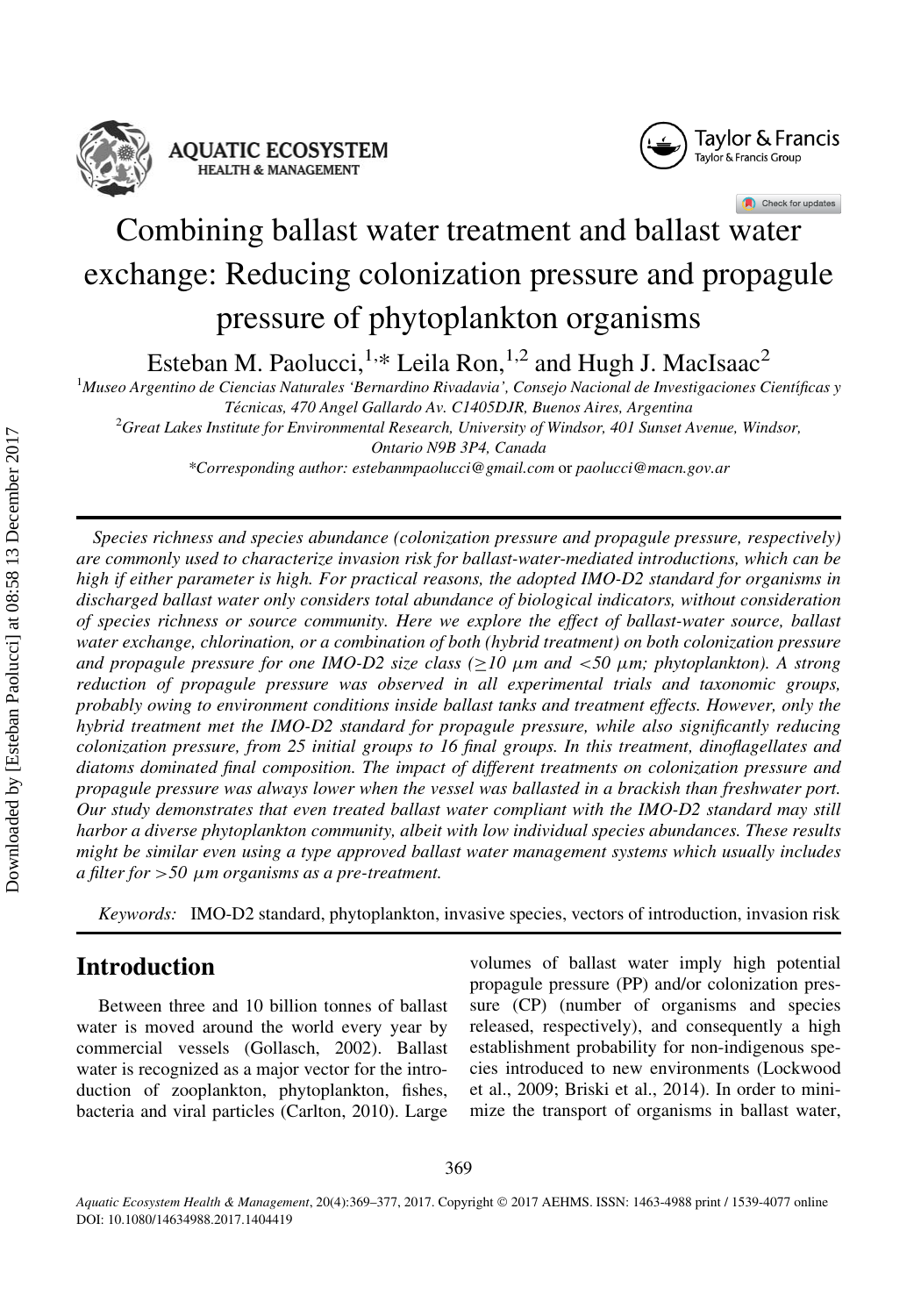# Combining ballast water treatment and ballast water exchange: Reducing colonization pressure and propagule pressure of phytoplankton organisms

Esteban M. Paolucci,[1,*] Leila Ron,[1,2] and Hugh J. MacIsaac[2]

[1]*Museo Argentino de Ciencias Naturales 'Bernardino Rivadavia', Consejo Nacional de Investigaciones Científicas y Técnicas, 470 Angel Gallardo Av. C1405DJR, Buenos Aires, Argentina*

[2]*Great Lakes Institute for Environmental Research, University of Windsor, 401 Sunset Avenue, Windsor, Ontario N9B 3P4, Canada*

*Corresponding author: *estebanmpaolucci@gmail.com* or *paolucci@macn.gov.ar*

*Species richness and species abundance (colonization pressure and propagule pressure, respectively) are commonly used to characterize invasion risk for ballast-water-mediated introductions, which can be high if either parameter is high. For practical reasons, the adopted IMO-D2 standard for organisms in discharged ballast water only considers total abundance of biological indicators, without consideration of species richness or source community. Here we explore the effect of ballast-water source, ballast water exchange, chlorination, or a combination of both (hybrid treatment) on both colonization pressure and propagule pressure for one IMO-D2 size class ($\geq 10$ μm and $<50$ μm; phytoplankton). A strong reduction of propagule pressure was observed in all experimental trials and taxonomic groups, probably owing to environment conditions inside ballast tanks and treatment effects. However, only the hybrid treatment met the IMO-D2 standard for propagule pressure, while also significantly reducing colonization pressure, from 25 initial groups to 16 final groups. In this treatment, dinoflagellates and diatoms dominated final composition. The impact of different treatments on colonization pressure and propagule pressure was always lower when the vessel was ballasted in a brackish than freshwater port. Our study demonstrates that even treated ballast water compliant with the IMO-D2 standard may still harbor a diverse phytoplankton community, albeit with low individual species abundances. These results might be similar even using a type approved ballast water management systems which usually includes a filter for $>50$ μm organisms as a pre-treatment.*

*Keywords:* IMO-D2 standard, phytoplankton, invasive species, vectors of introduction, invasion risk

## Introduction

Between three and 10 billion tonnes of ballast water is moved around the world every year by commercial vessels (Gollasch, 2002). Ballast water is recognized as a major vector for the introduction of zooplankton, phytoplankton, fishes, bacteria and viral particles (Carlton, 2010). Large volumes of ballast water imply high potential propagule pressure (PP) and/or colonization pressure (CP) (number of organisms and species released, respectively), and consequently a high establishment probability for non-indigenous species introduced to new environments (Lockwood et al., 2009; Briski et al., 2014). In order to minimize the transport of organisms in ballast water,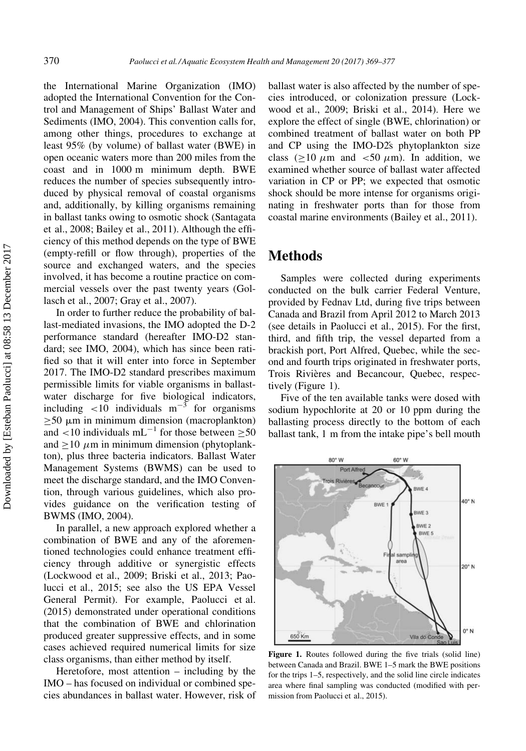the International Marine Organization (IMO) adopted the International Convention for the Control and Management of Ships' Ballast Water and Sediments (IMO, 2004). This convention calls for, among other things, procedures to exchange at least 95% (by volume) of ballast water (BWE) in open oceanic waters more than 200 miles from the coast and in 1000 m minimum depth. BWE reduces the number of species subsequently introduced by physical removal of coastal organisms and, additionally, by killing organisms remaining in ballast tanks owing to osmotic shock (Santagata et al., 2008; Bailey et al., 2011). Although the efficiency of this method depends on the type of BWE (empty-refill or flow through), properties of the source and exchanged waters, and the species involved, it has become a routine practice on commercial vessels over the past twenty years (Gollasch et al., 2007; Gray et al., 2007).

In order to further reduce the probability of ballast-mediated invasions, the IMO adopted the D-2 performance standard (hereafter IMO-D2 standard; see IMO, 2004), which has since been ratified so that it will enter into force in September 2017. The IMO-D2 standard prescribes maximum permissible limits for viable organisms in ballast-water discharge for five biological indicators, including $<10$ individuals $m^{-3}$ for organisms $\geq 50$ $\mu$m in minimum dimension (macroplankton) and $<10$ individuals $mL^{-1}$ for those between $\geq 50$ and $\geq 10$ $\mu$m in minimum dimension (phytoplankton), plus three bacteria indicators. Ballast Water Management Systems (BWMS) can be used to meet the discharge standard, and the IMO Convention, through various guidelines, which also provides guidance on the verification testing of BWMS (IMO, 2004).

In parallel, a new approach explored whether a combination of BWE and any of the aforementioned technologies could enhance treatment efficiency through additive or synergistic effects (Lockwood et al., 2009; Briski et al., 2013; Paolucci et al., 2015; see also the US EPA Vessel General Permit). For example, Paolucci et al. (2015) demonstrated under operational conditions that the combination of BWE and chlorination produced greater suppressive effects, and in some cases achieved required numerical limits for size class organisms, than either method by itself.

Heretofore, most attention – including by the IMO – has focused on individual or combined species abundances in ballast water. However, risk of ballast water is also affected by the number of species introduced, or colonization pressure (Lockwood et al., 2009; Briski et al., 2014). Here we explore the effect of single (BWE, chlorination) or combined treatment of ballast water on both PP and CP using the IMO-D2́s phytoplankton size class ($\geq 10$ $\mu$m and $<50$ $\mu$m). In addition, we examined whether source of ballast water affected variation in CP or PP; we expected that osmotic shock should be more intense for organisms originating in freshwater ports than for those from coastal marine environments (Bailey et al., 2011).

## Methods

Samples were collected during experiments conducted on the bulk carrier Federal Venture, provided by Fednav Ltd, during five trips between Canada and Brazil from April 2012 to March 2013 (see details in Paolucci et al., 2015). For the first, third, and fifth trip, the vessel departed from a brackish port, Port Alfred, Quebec, while the second and fourth trips originated in freshwater ports, Trois Rivières and Becancour, Quebec, respectively (Figure 1).

Five of the ten available tanks were dosed with sodium hypochlorite at 20 or 10 ppm during the ballasting process directly to the bottom of each ballast tank, 1 m from the intake pipe's bell mouth

**Figure 1.** Routes followed during the five trials (solid line) between Canada and Brazil. BWE 1–5 mark the BWE positions for the trips 1–5, respectively, and the solid line circle indicates area where final sampling was conducted (modified with permission from Paolucci et al., 2015).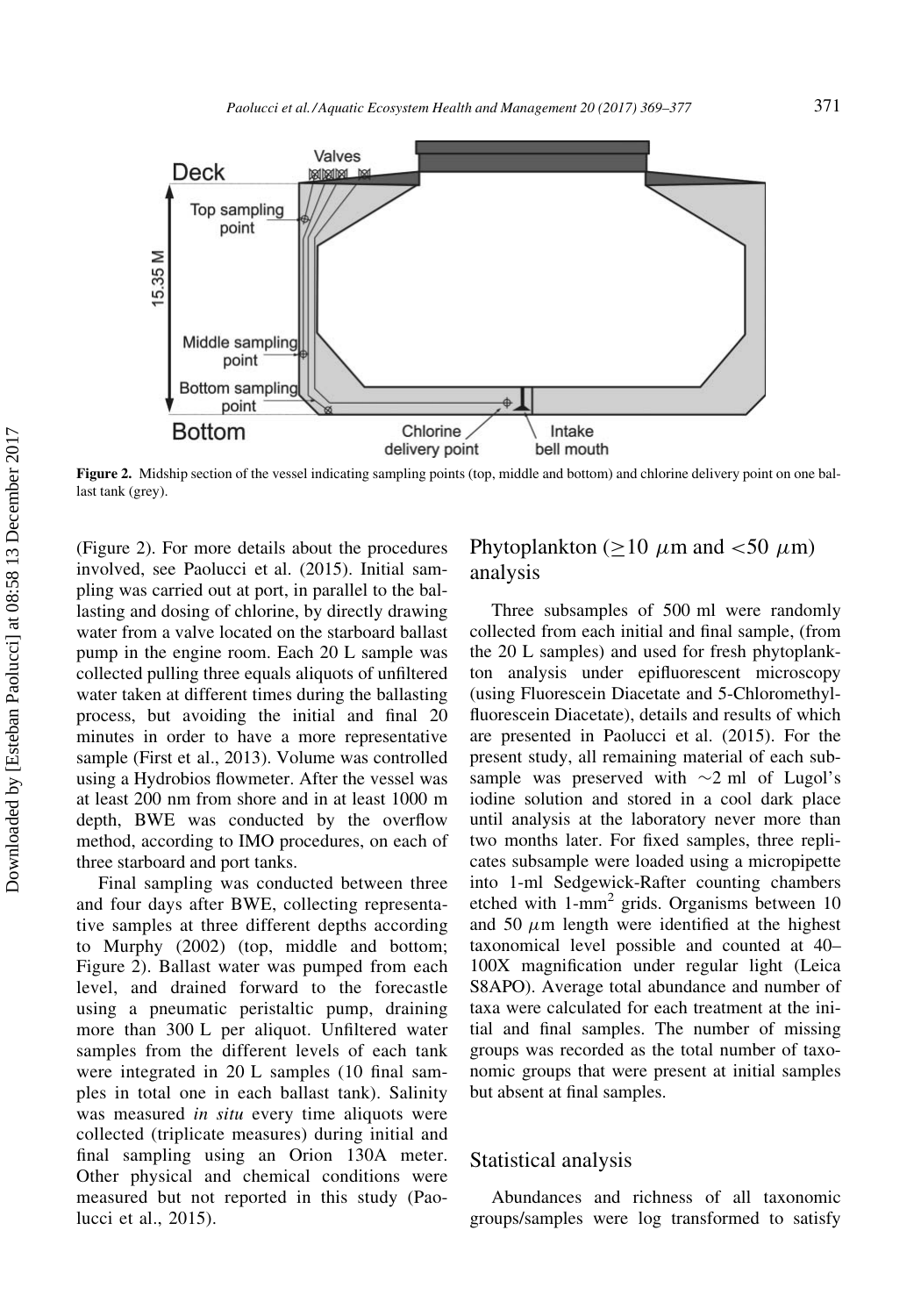**Figure 2.** Midship section of the vessel indicating sampling points (top, middle and bottom) and chlorine delivery point on one ballast tank (grey).

(Figure 2). For more details about the procedures involved, see Paolucci et al. (2015). Initial sampling was carried out at port, in parallel to the ballasting and dosing of chlorine, by directly drawing water from a valve located on the starboard ballast pump in the engine room. Each 20 L sample was collected pulling three equals aliquots of unfiltered water taken at different times during the ballasting process, but avoiding the initial and final 20 minutes in order to have a more representative sample (First et al., 2013). Volume was controlled using a Hydrobios flowmeter. After the vessel was at least 200 nm from shore and in at least 1000 m depth, BWE was conducted by the overflow method, according to IMO procedures, on each of three starboard and port tanks.

Final sampling was conducted between three and four days after BWE, collecting representative samples at three different depths according to Murphy (2002) (top, middle and bottom; Figure 2). Ballast water was pumped from each level, and drained forward to the forecastle using a pneumatic peristaltic pump, draining more than 300 L per aliquot. Unfiltered water samples from the different levels of each tank were integrated in 20 L samples (10 final samples in total one in each ballast tank). Salinity was measured *in situ* every time aliquots were collected (triplicate measures) during initial and final sampling using an Orion 130A meter. Other physical and chemical conditions were measured but not reported in this study (Paolucci et al., 2015).

## Phytoplankton ($\geq$10 $\mu$m and <50 $\mu$m) analysis

Three subsamples of 500 ml were randomly collected from each initial and final sample, (from the 20 L samples) and used for fresh phytoplankton analysis under epifluorescent microscopy (using Fluorescein Diacetate and 5-Chloromethylfluorescein Diacetate), details and results of which are presented in Paolucci et al. (2015). For the present study, all remaining material of each subsample was preserved with ~2 ml of Lugol's iodine solution and stored in a cool dark place until analysis at the laboratory never more than two months later. For fixed samples, three replicates subsample were loaded using a micropipette into 1-ml Sedgewick-Rafter counting chambers etched with 1-mm$^2$ grids. Organisms between 10 and 50 $\mu$m length were identified at the highest taxonomical level possible and counted at 40–100X magnification under regular light (Leica S8APO). Average total abundance and number of taxa were calculated for each treatment at the initial and final samples. The number of missing groups was recorded as the total number of taxonomic groups that were present at initial samples but absent at final samples.

## Statistical analysis

Abundances and richness of all taxonomic groups/samples were log transformed to satisfy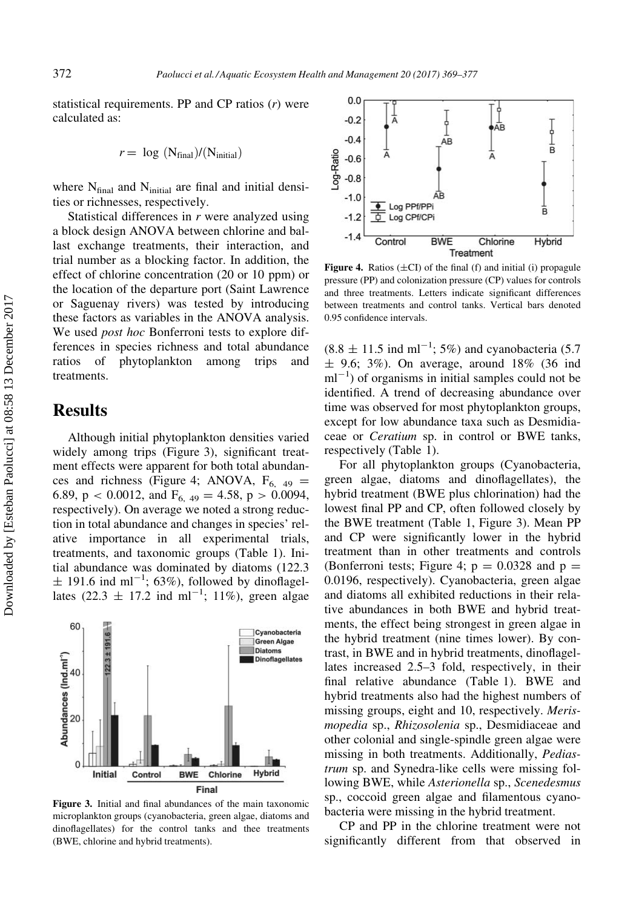statistical requirements. PP and CP ratios ($r$) were calculated as:

$$r = \log (N_{final})/(N_{initial})$$

where $N_{final}$ and $N_{initial}$ are final and initial densities or richnesses, respectively.

Statistical differences in $r$ were analyzed using a block design ANOVA between chlorine and ballast exchange treatments, their interaction, and trial number as a blocking factor. In addition, the effect of chlorine concentration (20 or 10 ppm) or the location of the departure port (Saint Lawrence or Saguenay rivers) was tested by introducing these factors as variables in the ANOVA analysis. We used *post hoc* Bonferroni tests to explore differences in species richness and total abundance ratios of phytoplankton among trips and treatments.

# Results

Although initial phytoplankton densities varied widely among trips (Figure 3), significant treatment effects were apparent for both total abundances and richness (Figure 4; ANOVA, $F_{6,\ 49} = 6.89$, $p < 0.0012$, and $F_{6,\ 49} = 4.58$, $p > 0.0094$, respectively). On average we noted a strong reduction in total abundance and changes in species' relative importance in all experimental trials, treatments, and taxonomic groups (Table 1). Initial abundance was dominated by diatoms (122.3 $\pm$ 191.6 ind ml$^{-1}$; 63%), followed by dinoflagellates (22.3 $\pm$ 17.2 ind ml$^{-1}$; 11%), green algae (8.8 $\pm$ 11.5 ind ml$^{-1}$; 5%) and cyanobacteria (5.7 $\pm$ 9.6; 3%). On average, around 18% (36 ind ml$^{-1}$) of organisms in initial samples could not be identified. A trend of decreasing abundance over time was observed for most phytoplankton groups, except for low abundance taxa such as Desmidiaceae or *Ceratium* sp. in control or BWE tanks, respectively (Table 1).

Figure 3. Initial and final abundances of the main taxonomic microplankton groups (cyanobacteria, green algae, diatoms and dinoflagellates) for the control tanks and thee treatments (BWE, chlorine and hybrid treatments).

Figure 4. Ratios ($\pm$CI) of the final (f) and initial (i) propagule pressure (PP) and colonization pressure (CP) values for controls and three treatments. Letters indicate significant differences between treatments and control tanks. Vertical bars denoted 0.95 confidence intervals.

For all phytoplankton groups (Cyanobacteria, green algae, diatoms and dinoflagellates), the hybrid treatment (BWE plus chlorination) had the lowest final PP and CP, often followed closely by the BWE treatment (Table 1, Figure 3). Mean PP and CP were significantly lower in the hybrid treatment than in other treatments and controls (Bonferroni tests; Figure 4; $p = 0.0328$ and $p = 0.0196$, respectively). Cyanobacteria, green algae and diatoms all exhibited reductions in their relative abundances in both BWE and hybrid treatments, the effect being strongest in green algae in the hybrid treatment (nine times lower). By contrast, in BWE and in hybrid treatments, dinoflagellates increased 2.5–3 fold, respectively, in their final relative abundance (Table 1). BWE and hybrid treatments also had the highest numbers of missing groups, eight and 10, respectively. *Merismopedia* sp., *Rhizosolenia* sp., Desmidiaceae and other colonial and single-spindle green algae were missing in both treatments. Additionally, *Pediastrum* sp. and Synedra-like cells were missing following BWE, while *Asterionella* sp., *Scenedesmus* sp., coccoid green algae and filamentous cyanobacteria were missing in the hybrid treatment.

CP and PP in the chlorine treatment were not significantly different from that observed in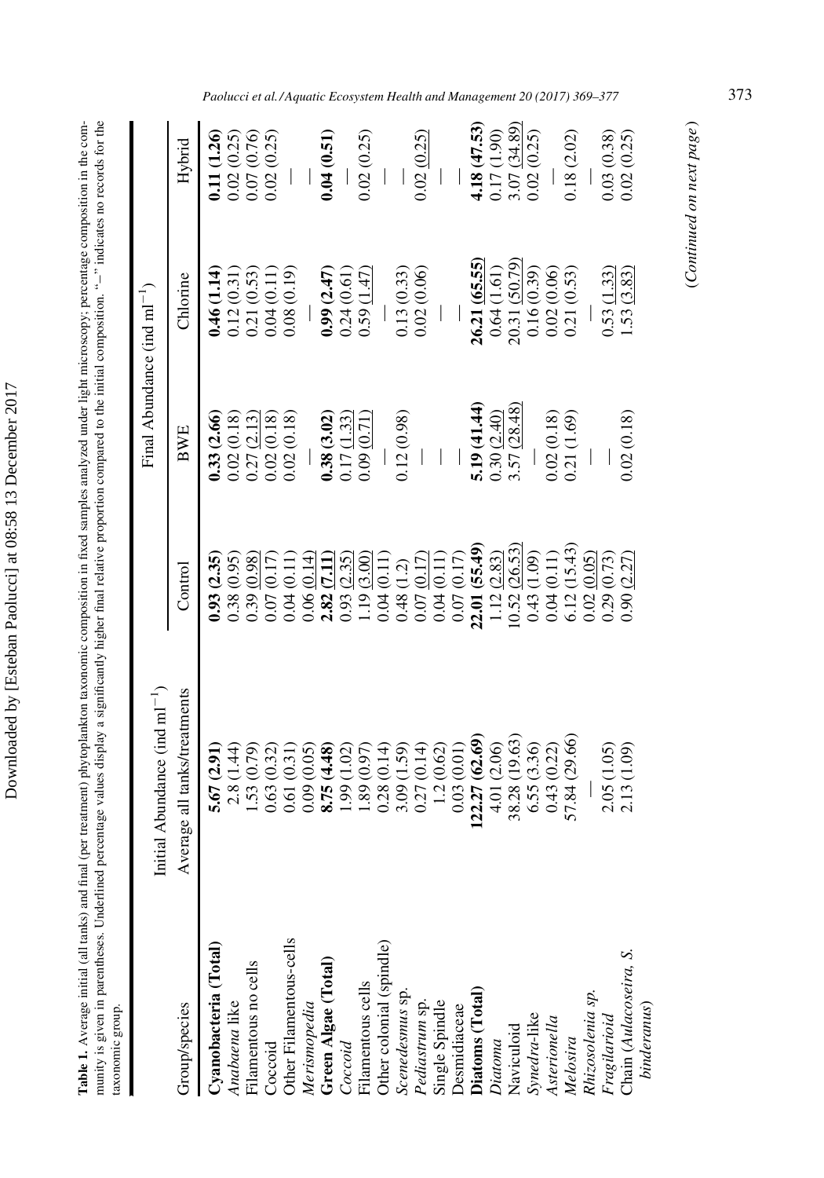**Table 1.** Average initial (all tanks) and final (per treatment) phytoplankton taxonomic composition in fixed samples analyzed under light microscopy; percentage composition in the community is given in parentheses. Underlined percentage values display a significantly higher final relative proportion compared to the initial composition. "–" indicates no records for the taxonomic group.

| Group/species | Initial Abundance (ind ml$^{-1}$) | Final Abundance (ind ml$^{-1}$) | | | |
|---|---|---|---|---|---|
| | Average all tanks/treatments | Control | BWE | Chlorine | Hybrid |
| **Cyanobacteria (Total)** | **5.67 (2.91)** | **0.93 (2.35)** | **0.33 (2.66)** | **0.46 (1.14)** | **0.11 (1.26)** |
| *Anabaena* like | 2.8 (1.44) | 0.38 (0.95) | 0.02 (0.18) | 0.12 (0.31) | 0.02 (0.25) |
| Filamentous no cells | 1.53 (0.79) | 0.39 (0.98) | 0.27 (2.13) | 0.21 (0.53) | 0.07 (0.76) |
| Coccoid | 0.63 (0.32) | 0.07 (0.17) | 0.02 (0.18) | 0.04 (0.11) | 0.02 (0.25) |
| Other Filamentous-cells | 0.61 (0.31) | 0.04 (0.11) | 0.02 (0.18) | 0.08 (0.19) | — |
| *Merismopedia* | 0.09 (0.05) | 0.06 (0.14) | — | — | — |
| **Green Algae (Total)** | **8.75 (4.48)** | **2.82 (7.11)** | **0.38 (3.02)** | **0.99 (2.47)** | **0.04 (0.51)** |
| *Coccoid* | 1.99 (1.02) | 0.93 (2.35) | 0.17 (1.33) | 0.24 (0.61) | — |
| Filamentous cells | 1.89 (0.97) | 1.19 (3.00) | 0.09 (0.71) | 0.59 (1.47) | 0.02 (0.25) |
| Other colonial (spindle) | 0.28 (0.14) | 0.04 (0.11) | — | — | — |
| *Scenedesmus* sp. | 3.09 (1.59) | 0.48 (1.2) | 0.12 (0.98) | 0.13 (0.33) | — |
| *Pediastrum* sp. | 0.27 (0.14) | 0.07 (0.17) | — | 0.02 (0.06) | 0.02 (0.25) |
| Single Spindle | 1.2 (0.62) | 0.04 (0.11) | — | — | — |
| Desmidiaceae | 0.03 (0.01) | 0.07 (0.17) | — | — | — |
| **Diatoms (Total)** | **122.27 (62.69)** | **22.01 (55.49)** | **5.19 (41.44)** | **26.21 (65.55)** | **4.18 (47.53)** |
| *Diatoma* | 4.01 (2.06) | 1.12 (2.83) | 0.30 (2.40) | 0.64 (1.61) | 0.17 (1.90) |
| Naviculoid | 38.28 (19.63) | 10.52 (26.53) | 3.57 (28.48) | 20.31 (50.79) | 3.07 (34.89) |
| *Synedra*-like | 6.55 (3.36) | 0.43 (1.09) | — | 0.16 (0.39) | 0.02 (0.25) |
| *Asterionella* | 0.43 (0.22) | 0.04 (0.11) | 0.02 (0.18) | 0.02 (0.06) | — |
| *Melosira* | 57.84 (29.66) | 6.12 (15.43) | 0.21 (1.69) | 0.21 (0.53) | 0.18 (2.02) |
| *Rhizosolenia sp.* | — | 0.02 (0.05) | — | — | — |
| *Fragilarioid* | 2.05 (1.05) | 0.29 (0.73) | — | 0.53 (1.33) | 0.03 (0.38) |
| Chain (*Aulacoseira, S. binderanus*) | 2.13 (1.09) | 0.90 (2.27) | 0.02 (0.18) | 1.53 (3.83) | 0.02 (0.25) |

(*Continued on next page*)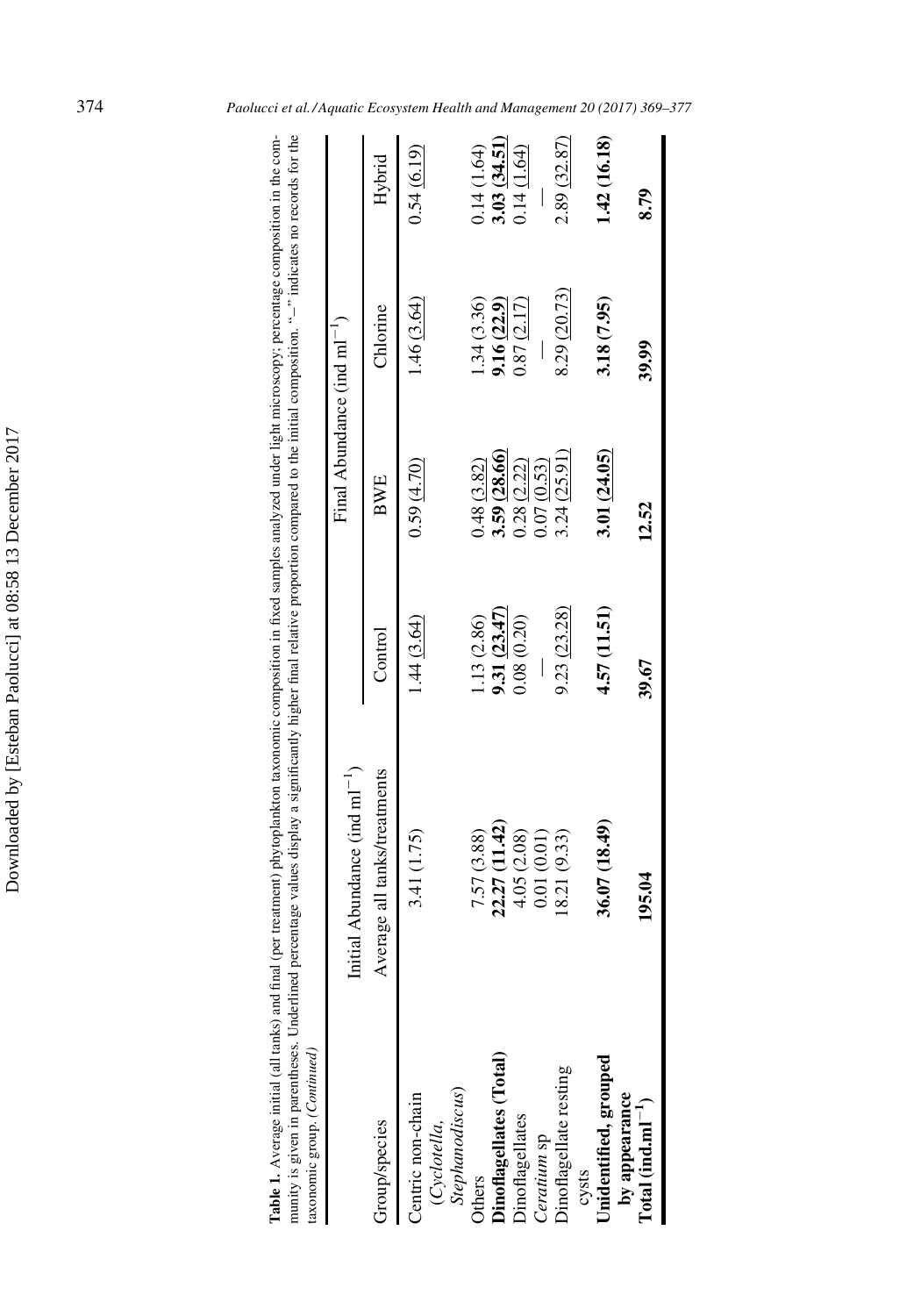**Table 1.** Average initial (all tanks) and final (per treatment) phytoplankton taxonomic composition in fixed samples analyzed under light microscopy; percentage composition in the community is given in parentheses. Underlined percentage values display a significantly higher final relative proportion compared to the initial composition. "—" indicates no records for the taxonomic group. (*Continued*)

| Group/species | Initial Abundance (ind ml$^{-1}$) | Final Abundance (ind ml$^{-1}$) | | | |
|---|---|---|---|---|---|
| | Average all tanks/treatments | Control | BWE | Chlorine | Hybrid |
| Centric non-chain (*Cyclotella, Stephanodiscus*) | 3.41 (1.75) | 1.44 (3.64) | 0.59 (4.70) | 1.46 (3.64) | 0.54 (6.19) |
| Others | 7.57 (3.88) | 1.13 (2.86) | 0.48 (3.82) | 1.34 (3.36) | 0.14 (1.64) |
| **Dinoflagellates (Total)** | **22.27 (11.42)** | **9.31 (23.47)** | **3.59 (28.66)** | **9.16 (22.9)** | **3.03 (34.51)** |
| Dinoflagellates | 4.05 (2.08) | 0.08 (0.20) | 0.28 (2.22) | 0.87 (2.17) | 0.14 (1.64) |
| *Ceratium* sp | 0.01 (0.01) | — | 0.07 (0.53) | — | — |
| Dinoflagellate resting cysts | 18.21 (9.33) | 9.23 (23.28) | 3.24 (25.91) | 8.29 (20.73) | 2.89 (32.87) |
| **Unidentified, grouped by appearance** | **36.07 (18.49)** | **4.57 (11.51)** | **3.01 (24.05)** | **3.18 (7.95)** | **1.42 (16.18)** |
| **Total (ind.ml$^{-1}$)** | **195.04** | **39.67** | **12.52** | **39.99** | **8.79** |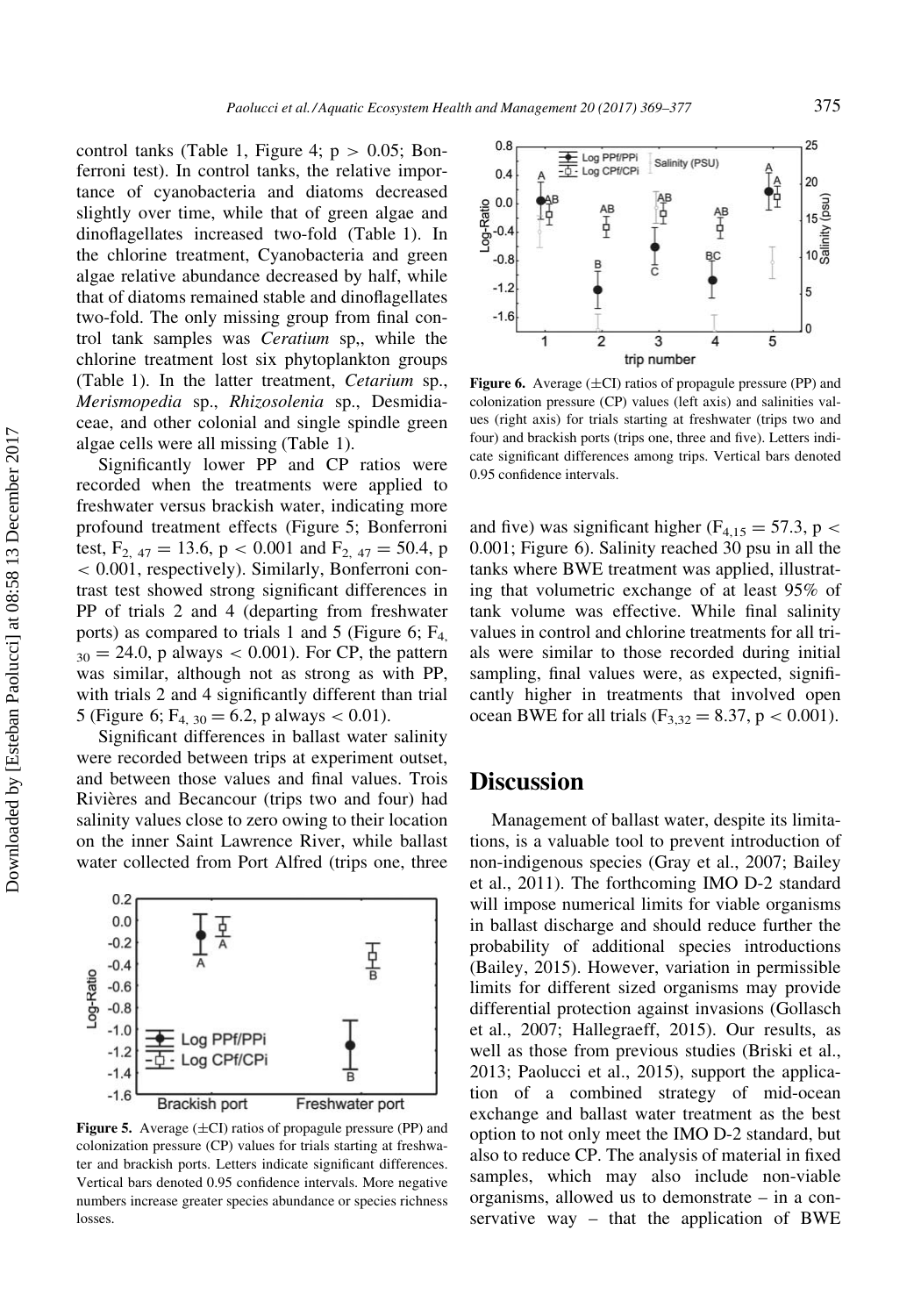control tanks (Table 1, Figure 4; $p > 0.05$; Bonferroni test). In control tanks, the relative importance of cyanobacteria and diatoms decreased slightly over time, while that of green algae and dinoflagellates increased two-fold (Table 1). In the chlorine treatment, Cyanobacteria and green algae relative abundance decreased by half, while that of diatoms remained stable and dinoflagellates two-fold. The only missing group from final control tank samples was *Ceratium* sp,, while the chlorine treatment lost six phytoplankton groups (Table 1). In the latter treatment, *Cetarium* sp., *Merismopedia* sp., *Rhizosolenia* sp., Desmidiaceae, and other colonial and single spindle green algae cells were all missing (Table 1).

Significantly lower PP and CP ratios were recorded when the treatments were applied to freshwater versus brackish water, indicating more profound treatment effects (Figure 5; Bonferroni test, $F_{2,\ 47} = 13.6$, $p < 0.001$ and $F_{2,\ 47} = 50.4$, $p < 0.001$, respectively). Similarly, Bonferroni contrast test showed strong significant differences in PP of trials 2 and 4 (departing from freshwater ports) as compared to trials 1 and 5 (Figure 6; $F_{4,\ 30} = 24.0$, p always $< 0.001$). For CP, the pattern was similar, although not as strong as with PP, with trials 2 and 4 significantly different than trial 5 (Figure 6; $F_{4,\ 30} = 6.2$, p always $< 0.01$).

Significant differences in ballast water salinity were recorded between trips at experiment outset, and between those values and final values. Trois Rivières and Becancour (trips two and four) had salinity values close to zero owing to their location on the inner Saint Lawrence River, while ballast water collected from Port Alfred (trips one, three and five) was significant higher ($F_{4,15} = 57.3$, $p < 0.001$; Figure 6). Salinity reached 30 psu in all the tanks where BWE treatment was applied, illustrating that volumetric exchange of at least 95% of tank volume was effective. While final salinity values in control and chlorine treatments for all trials were similar to those recorded during initial sampling, final values were, as expected, significantly higher in treatments that involved open ocean BWE for all trials ($F_{3,32} = 8.37$, $p < 0.001$).

**Figure 5.** Average (±CI) ratios of propagule pressure (PP) and colonization pressure (CP) values for trials starting at freshwater and brackish ports. Letters indicate significant differences. Vertical bars denoted 0.95 confidence intervals. More negative numbers increase greater species abundance or species richness losses.

**Figure 6.** Average (±CI) ratios of propagule pressure (PP) and colonization pressure (CP) values (left axis) and salinities values (right axis) for trials starting at freshwater (trips two and four) and brackish ports (trips one, three and five). Letters indicate significant differences among trips. Vertical bars denoted 0.95 confidence intervals.

## Discussion

Management of ballast water, despite its limitations, is a valuable tool to prevent introduction of non-indigenous species (Gray et al., 2007; Bailey et al., 2011). The forthcoming IMO D-2 standard will impose numerical limits for viable organisms in ballast discharge and should reduce further the probability of additional species introductions (Bailey, 2015). However, variation in permissible limits for different sized organisms may provide differential protection against invasions (Gollasch et al., 2007; Hallegraeff, 2015). Our results, as well as those from previous studies (Briski et al., 2013; Paolucci et al., 2015), support the application of a combined strategy of mid-ocean exchange and ballast water treatment as the best option to not only meet the IMO D-2 standard, but also to reduce CP. The analysis of material in fixed samples, which may also include non-viable organisms, allowed us to demonstrate – in a conservative way – that the application of BWE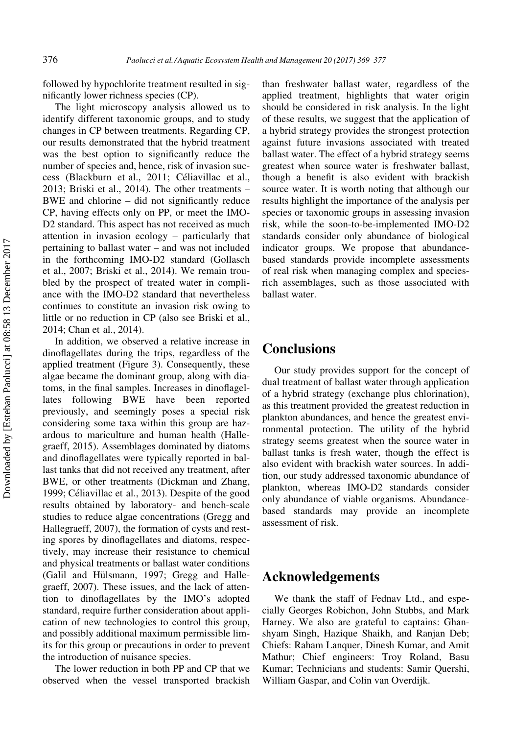followed by hypochlorite treatment resulted in significantly lower richness species (CP).

The light microscopy analysis allowed us to identify different taxonomic groups, and to study changes in CP between treatments. Regarding CP, our results demonstrated that the hybrid treatment was the best option to significantly reduce the number of species and, hence, risk of invasion success (Blackburn et al., 2011; Céliavillac et al., 2013; Briski et al., 2014). The other treatments – BWE and chlorine – did not significantly reduce CP, having effects only on PP, or meet the IMO-D2 standard. This aspect has not received as much attention in invasion ecology – particularly that pertaining to ballast water – and was not included in the forthcoming IMO-D2 standard (Gollasch et al., 2007; Briski et al., 2014). We remain troubled by the prospect of treated water in compliance with the IMO-D2 standard that nevertheless continues to constitute an invasion risk owing to little or no reduction in CP (also see Briski et al., 2014; Chan et al., 2014).

In addition, we observed a relative increase in dinoflagellates during the trips, regardless of the applied treatment (Figure 3). Consequently, these algae became the dominant group, along with diatoms, in the final samples. Increases in dinoflagellates following BWE have been reported previously, and seemingly poses a special risk considering some taxa within this group are hazardous to mariculture and human health (Hallegraeff, 2015). Assemblages dominated by diatoms and dinoflagellates were typically reported in ballast tanks that did not received any treatment, after BWE, or other treatments (Dickman and Zhang, 1999; Céliavillac et al., 2013). Despite of the good results obtained by laboratory- and bench-scale studies to reduce algae concentrations (Gregg and Hallegraeff, 2007), the formation of cysts and resting spores by dinoflagellates and diatoms, respectively, may increase their resistance to chemical and physical treatments or ballast water conditions (Galil and Hülsmann, 1997; Gregg and Hallegraeff, 2007). These issues, and the lack of attention to dinoflagellates by the IMO's adopted standard, require further consideration about application of new technologies to control this group, and possibly additional maximum permissible limits for this group or precautions in order to prevent the introduction of nuisance species.

The lower reduction in both PP and CP that we observed when the vessel transported brackish than freshwater ballast water, regardless of the applied treatment, highlights that water origin should be considered in risk analysis. In the light of these results, we suggest that the application of a hybrid strategy provides the strongest protection against future invasions associated with treated ballast water. The effect of a hybrid strategy seems greatest when source water is freshwater ballast, though a benefit is also evident with brackish source water. It is worth noting that although our results highlight the importance of the analysis per species or taxonomic groups in assessing invasion risk, while the soon-to-be-implemented IMO-D2 standards consider only abundance of biological indicator groups. We propose that abundance-based standards provide incomplete assessments of real risk when managing complex and species-rich assemblages, such as those associated with ballast water.

## Conclusions

Our study provides support for the concept of dual treatment of ballast water through application of a hybrid strategy (exchange plus chlorination), as this treatment provided the greatest reduction in plankton abundances, and hence the greatest environmental protection. The utility of the hybrid strategy seems greatest when the source water in ballast tanks is fresh water, though the effect is also evident with brackish water sources. In addition, our study addressed taxonomic abundance of plankton, whereas IMO-D2 standards consider only abundance of viable organisms. Abundance-based standards may provide an incomplete assessment of risk.

## Acknowledgements

We thank the staff of Fednav Ltd., and especially Georges Robichon, John Stubbs, and Mark Harney. We also are grateful to captains: Ghanshyam Singh, Hazique Shaikh, and Ranjan Deb; Chiefs: Raham Lanquer, Dinesh Kumar, and Amit Mathur; Chief engineers: Troy Roland, Basu Kumar; Technicians and students: Samir Quershi, William Gaspar, and Colin van Overdijk.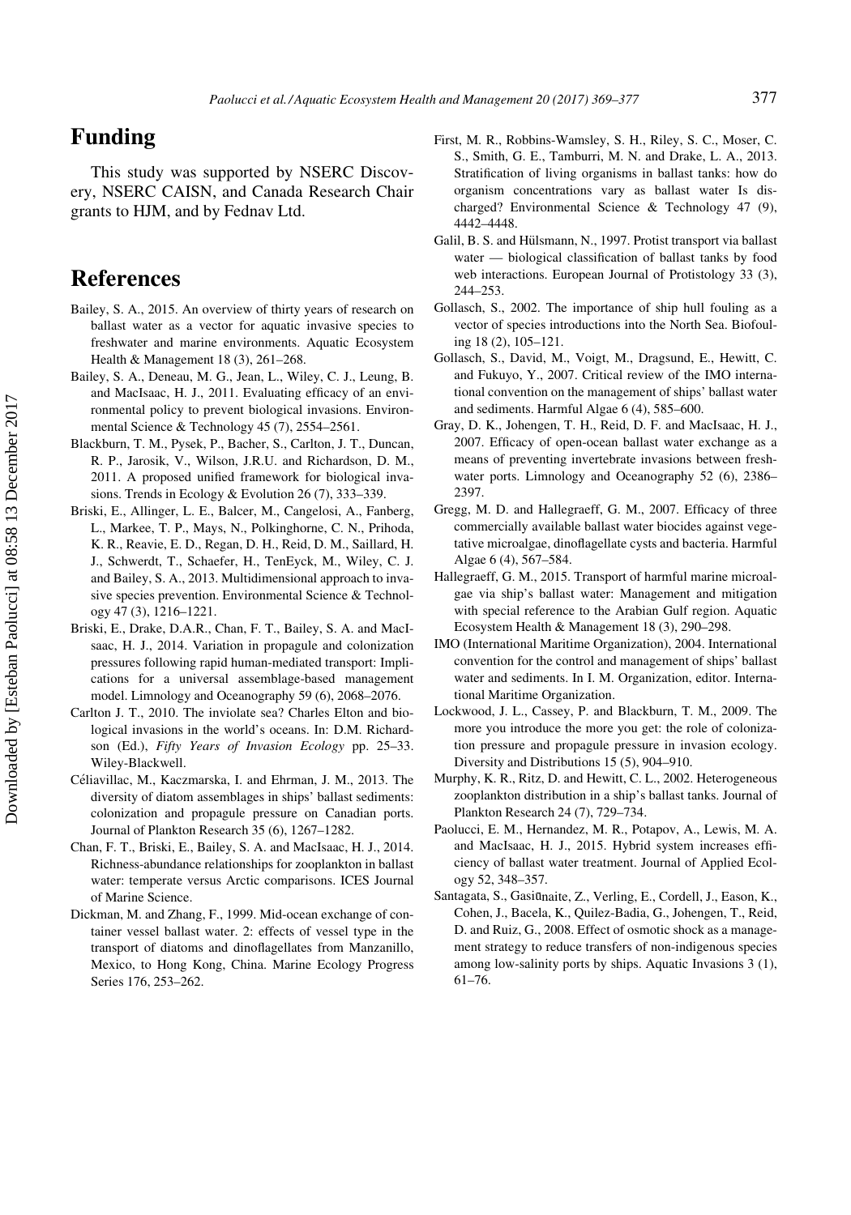## Funding

This study was supported by NSERC Discovery, NSERC CAISN, and Canada Research Chair grants to HJM, and by Fednav Ltd.

## References

Bailey, S. A., 2015. An overview of thirty years of research on ballast water as a vector for aquatic invasive species to freshwater and marine environments. Aquatic Ecosystem Health & Management 18 (3), 261–268.

Bailey, S. A., Deneau, M. G., Jean, L., Wiley, C. J., Leung, B. and MacIsaac, H. J., 2011. Evaluating efficacy of an environmental policy to prevent biological invasions. Environmental Science & Technology 45 (7), 2554–2561.

Blackburn, T. M., Pysek, P., Bacher, S., Carlton, J. T., Duncan, R. P., Jarosik, V., Wilson, J.R.U. and Richardson, D. M., 2011. A proposed unified framework for biological invasions. Trends in Ecology & Evolution 26 (7), 333–339.

Briski, E., Allinger, L. E., Balcer, M., Cangelosi, A., Fanberg, L., Markee, T. P., Mays, N., Polkinghorne, C. N., Prihoda, K. R., Reavie, E. D., Regan, D. H., Reid, D. M., Saillard, H. J., Schwerdt, T., Schaefer, H., TenEyck, M., Wiley, C. J. and Bailey, S. A., 2013. Multidimensional approach to invasive species prevention. Environmental Science & Technology 47 (3), 1216–1221.

Briski, E., Drake, D.A.R., Chan, F. T., Bailey, S. A. and MacIsaac, H. J., 2014. Variation in propagule and colonization pressures following rapid human-mediated transport: Implications for a universal assemblage-based management model. Limnology and Oceanography 59 (6), 2068–2076.

Carlton J. T., 2010. The inviolate sea? Charles Elton and biological invasions in the world's oceans. In: D.M. Richardson (Ed.), *Fifty Years of Invasion Ecology* pp. 25–33. Wiley-Blackwell.

Céliavillac, M., Kaczmarska, I. and Ehrman, J. M., 2013. The diversity of diatom assemblages in ships' ballast sediments: colonization and propagule pressure on Canadian ports. Journal of Plankton Research 35 (6), 1267–1282.

Chan, F. T., Briski, E., Bailey, S. A. and MacIsaac, H. J., 2014. Richness-abundance relationships for zooplankton in ballast water: temperate versus Arctic comparisons. ICES Journal of Marine Science.

Dickman, M. and Zhang, F., 1999. Mid-ocean exchange of container vessel ballast water. 2: effects of vessel type in the transport of diatoms and dinoflagellates from Manzanillo, Mexico, to Hong Kong, China. Marine Ecology Progress Series 176, 253–262.

First, M. R., Robbins-Wamsley, S. H., Riley, S. C., Moser, C. S., Smith, G. E., Tamburri, M. N. and Drake, L. A., 2013. Stratification of living organisms in ballast tanks: how do organism concentrations vary as ballast water Is discharged? Environmental Science & Technology 47 (9), 4442–4448.

Galil, B. S. and Hülsmann, N., 1997. Protist transport via ballast water — biological classification of ballast tanks by food web interactions. European Journal of Protistology 33 (3), 244–253.

Gollasch, S., 2002. The importance of ship hull fouling as a vector of species introductions into the North Sea. Biofouling 18 (2), 105–121.

Gollasch, S., David, M., Voigt, M., Dragsund, E., Hewitt, C. and Fukuyo, Y., 2007. Critical review of the IMO international convention on the management of ships' ballast water and sediments. Harmful Algae 6 (4), 585–600.

Gray, D. K., Johengen, T. H., Reid, D. F. and MacIsaac, H. J., 2007. Efficacy of open-ocean ballast water exchange as a means of preventing invertebrate invasions between freshwater ports. Limnology and Oceanography 52 (6), 2386–2397.

Gregg, M. D. and Hallegraeff, G. M., 2007. Efficacy of three commercially available ballast water biocides against vegetative microalgae, dinoflagellate cysts and bacteria. Harmful Algae 6 (4), 567–584.

Hallegraeff, G. M., 2015. Transport of harmful marine microalgae via ship's ballast water: Management and mitigation with special reference to the Arabian Gulf region. Aquatic Ecosystem Health & Management 18 (3), 290–298.

IMO (International Maritime Organization), 2004. International convention for the control and management of ships' ballast water and sediments. In I. M. Organization, editor. International Maritime Organization.

Lockwood, J. L., Cassey, P. and Blackburn, T. M., 2009. The more you introduce the more you get: the role of colonization pressure and propagule pressure in invasion ecology. Diversity and Distributions 15 (5), 904–910.

Murphy, K. R., Ritz, D. and Hewitt, C. L., 2002. Heterogeneous zooplankton distribution in a ship's ballast tanks. Journal of Plankton Research 24 (7), 729–734.

Paolucci, E. M., Hernandez, M. R., Potapov, A., Lewis, M. A. and MacIsaac, H. J., 2015. Hybrid system increases efficiency of ballast water treatment. Journal of Applied Ecology 52, 348–357.

Santagata, S., Gasiūnaite, Z., Verling, E., Cordell, J., Eason, K., Cohen, J., Bacela, K., Quilez-Badia, G., Johengen, T., Reid, D. and Ruiz, G., 2008. Effect of osmotic shock as a management strategy to reduce transfers of non-indigenous species among low-salinity ports by ships. Aquatic Invasions 3 (1), 61–76.